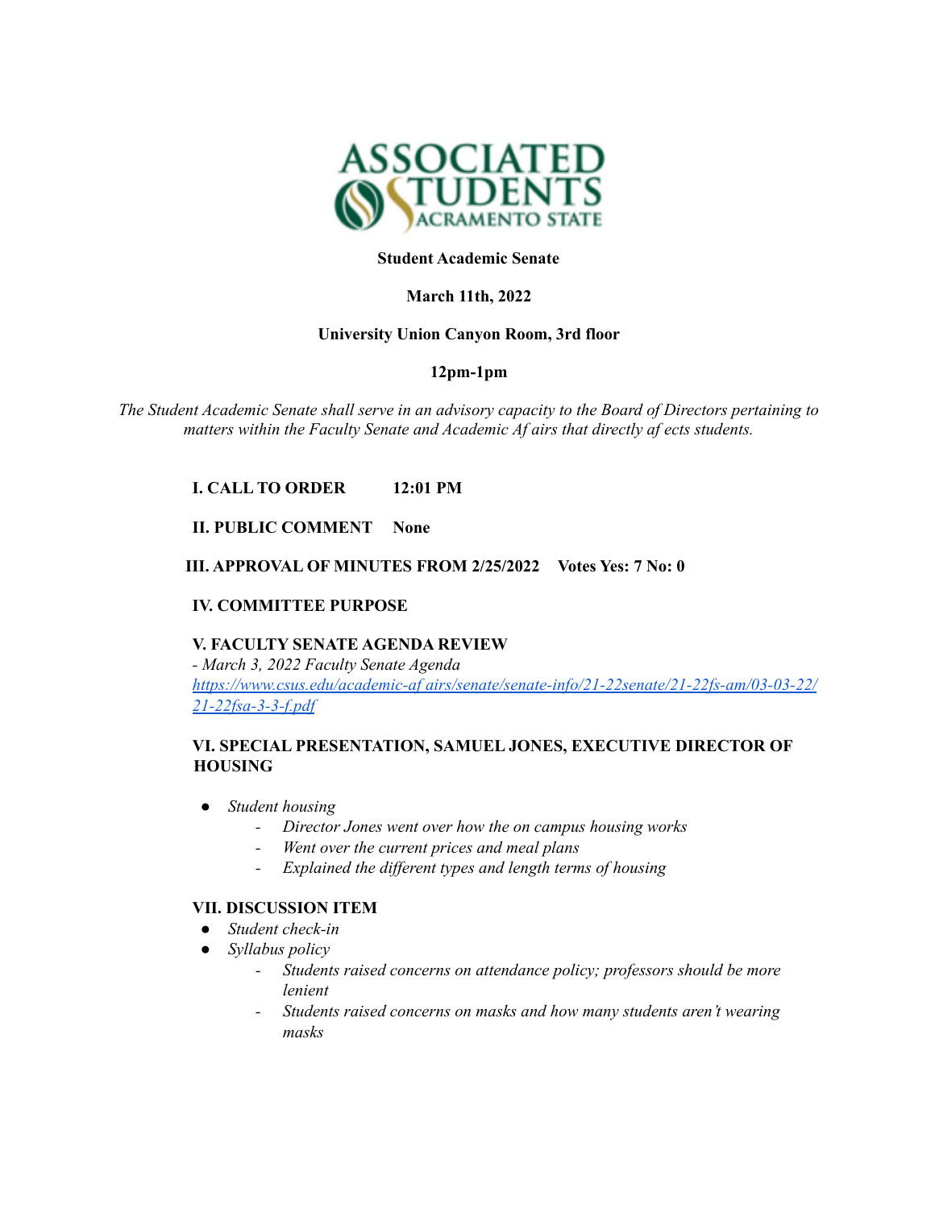ASSOCIATED STUDENTS SACRAMENTO STATE

**Student Academic Senate**

**March 11th, 2022**

**University Union Canyon Room, 3rd floor**

**12pm-1pm**

*The Student Academic Senate shall serve in an advisory capacity to the Board of Directors pertaining to matters within the Faculty Senate and Academic Af airs that directly af ects students.*

**I. CALL TO ORDER 12:01 PM**

**II. PUBLIC COMMENT None**

**III. APPROVAL OF MINUTES FROM 2/25/2022 Votes Yes: 7 No: 0**

**IV. COMMITTEE PURPOSE**

**V. FACULTY SENATE AGENDA REVIEW**

*- March 3, 2022 Faculty Senate Agenda*
[https://www.csus.edu/academic-af airs/senate/senate-info/21-22senate/21-22fs-am/03-03-22/21-22fsa-3-3-f.pdf](https://www.csus.edu/academic-affairs/senate/senate-info/21-22senate/21-22fs-am/03-03-22/21-22fsa-3-3-f.pdf)

**VI. SPECIAL PRESENTATION, SAMUEL JONES, EXECUTIVE DIRECTOR OF HOUSING**

- *Student housing*
  - *Director Jones went over how the on campus housing works*
  - *Went over the current prices and meal plans*
  - *Explained the different types and length terms of housing*

**VII. DISCUSSION ITEM**

- *Student check-in*
- *Syllabus policy*
  - *Students raised concerns on attendance policy; professors should be more lenient*
  - *Students raised concerns on masks and how many students aren't wearing masks*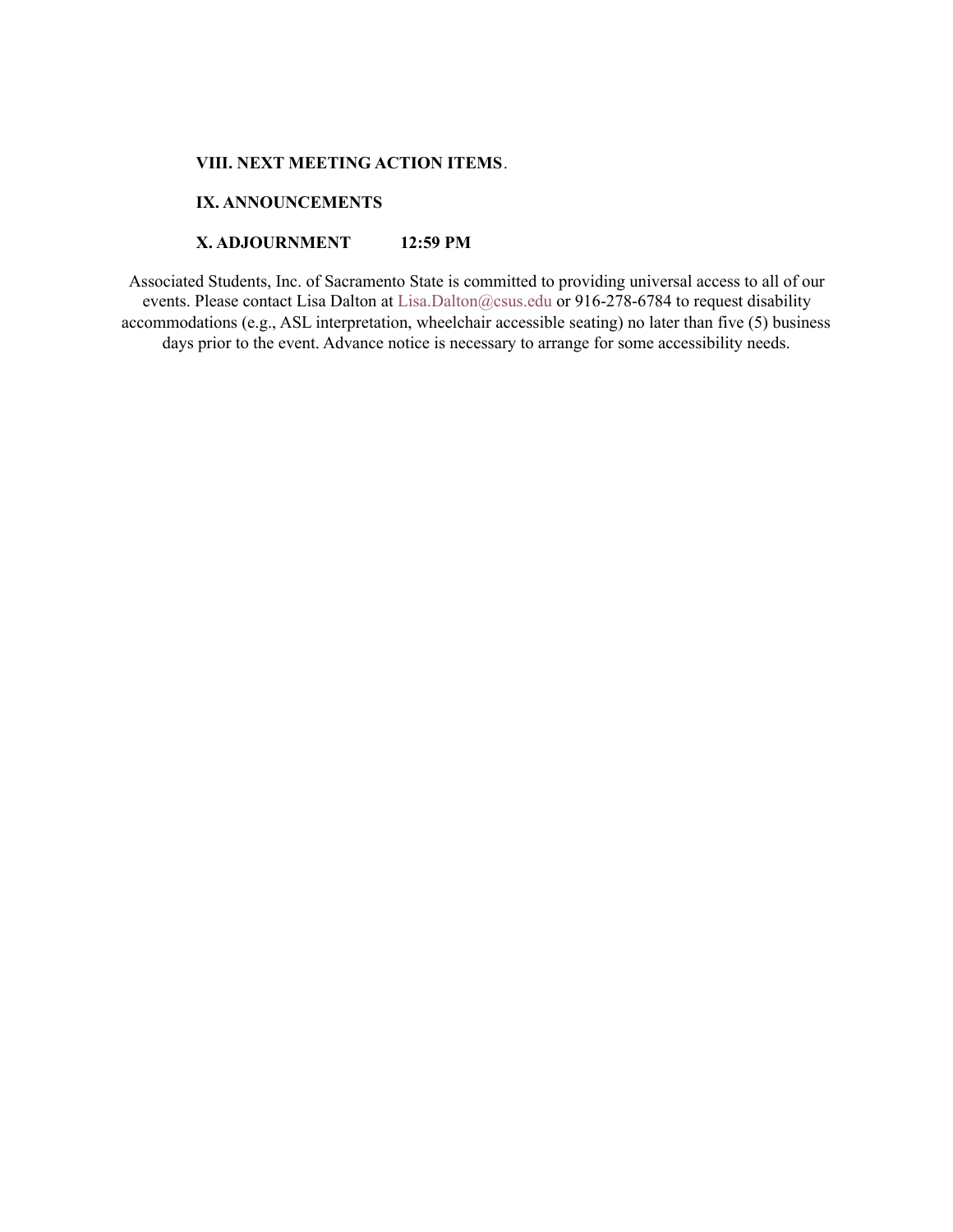**VIII. NEXT MEETING ACTION ITEMS**.

**IX. ANNOUNCEMENTS**

**X. ADJOURNMENT 12:59 PM**

Associated Students, Inc. of Sacramento State is committed to providing universal access to all of our events. Please contact Lisa Dalton at Lisa.Dalton@csus.edu or 916-278-6784 to request disability accommodations (e.g., ASL interpretation, wheelchair accessible seating) no later than five (5) business days prior to the event. Advance notice is necessary to arrange for some accessibility needs.